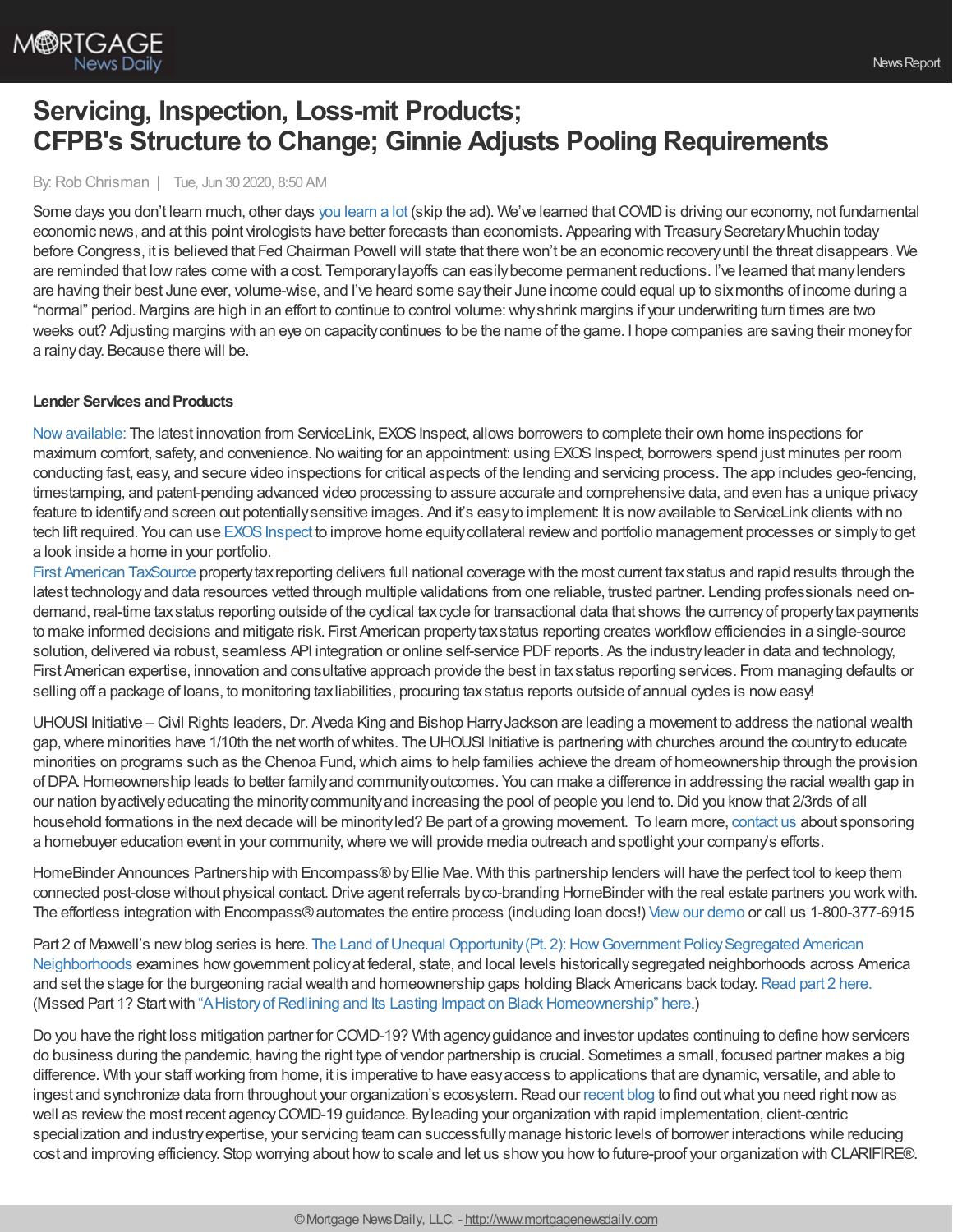# Servicing, Inspection, Loss-mit Products; CFPB's Structure to Change; Ginnie Adjusts Pooling Requirements

By: Rob Chrisman | Tue, Jun 30 2020, 8:50 AM

Some days you don't learn much, other days you learn a lot (skip the ad). We've learned that COVID is driving our economy, not fundamental economic news, and at this point virologists have better forecasts than economists. Appearing with Treasury Secretary Mnuchin today before Congress, it is believed that Fed Chairman Powell will state that there won't be an economic recovery until the threat disappears. We are reminded that low rates come with a cost. Temporary layoffs can easily become permanent reductions. I've learned that many lenders are having their best June ever, volume-wise, and I've heard some say their June income could equal up to six months of income during a "normal" period. Margins are high in an effort to continue to control volume: why shrink margins if your underwriting turn times are two weeks out? Adjusting margins with an eye on capacity continues to be the name of the game. I hope companies are saving their money for a rainy day. Because there will be.

**Lender Services and Products**

Now available: The latest innovation from ServiceLink, EXOS Inspect, allows borrowers to complete their own home inspections for maximum comfort, safety, and convenience. No waiting for an appointment: using EXOS Inspect, borrowers spend just minutes per room conducting fast, easy, and secure video inspections for critical aspects of the lending and servicing process. The app includes geo-fencing, timestamping, and patent-pending advanced video processing to assure accurate and comprehensive data, and even has a unique privacy feature to identify and screen out potentially sensitive images. And it's easy to implement: It is now available to ServiceLink clients with no tech lift required. You can use EXOS Inspect to improve home equity collateral review and portfolio management processes or simply to get a look inside a home in your portfolio.

First American TaxSource property tax reporting delivers full national coverage with the most current tax status and rapid results through the latest technology and data resources vetted through multiple validations from one reliable, trusted partner. Lending professionals need on-demand, real-time tax status reporting outside of the cyclical tax cycle for transactional data that shows the currency of property tax payments to make informed decisions and mitigate risk. First American property tax status reporting creates workflow efficiencies in a single-source solution, delivered via robust, seamless API integration or online self-service PDF reports. As the industry leader in data and technology, First American expertise, innovation and consultative approach provide the best in tax status reporting services. From managing defaults or selling off a package of loans, to monitoring tax liabilities, procuring tax status reports outside of annual cycles is now easy!

UHOUSI Initiative – Civil Rights leaders, Dr. Alveda King and Bishop Harry Jackson are leading a movement to address the national wealth gap, where minorities have 1/10th the net worth of whites. The UHOUSI Initiative is partnering with churches around the country to educate minorities on programs such as the Chenoa Fund, which aims to help families achieve the dream of homeownership through the provision of DPA. Homeownership leads to better family and community outcomes. You can make a difference in addressing the racial wealth gap in our nation by actively educating the minority community and increasing the pool of people you lend to. Did you know that 2/3rds of all household formations in the next decade will be minority led? Be part of a growing movement. To learn more, contact us about sponsoring a homebuyer education event in your community, where we will provide media outreach and spotlight your company's efforts.

HomeBinder Announces Partnership with Encompass® by Ellie Mae. With this partnership lenders will have the perfect tool to keep them connected post-close without physical contact. Drive agent referrals by co-branding HomeBinder with the real estate partners you work with. The effortless integration with Encompass® automates the entire process (including loan docs!) View our demo or call us 1-800-377-6915

Part 2 of Maxwell's new blog series is here. The Land of Unequal Opportunity (Pt. 2): How Government Policy Segregated American Neighborhoods examines how government policy at federal, state, and local levels historically segregated neighborhoods across America and set the stage for the burgeoning racial wealth and homeownership gaps holding Black Americans back today. Read part 2 here. (Missed Part 1? Start with "A History of Redlining and Its Lasting Impact on Black Homeownership" here.)

Do you have the right loss mitigation partner for COVID-19? With agency guidance and investor updates continuing to define how servicers do business during the pandemic, having the right type of vendor partnership is crucial. Sometimes a small, focused partner makes a big difference. With your staff working from home, it is imperative to have easy access to applications that are dynamic, versatile, and able to ingest and synchronize data from throughout your organization's ecosystem. Read our recent blog to find out what you need right now as well as review the most recent agency COVID-19 guidance. By leading your organization with rapid implementation, client-centric specialization and industry expertise, your servicing team can successfully manage historic levels of borrower interactions while reducing cost and improving efficiency. Stop worrying about how to scale and let us show you how to future-proof your organization with CLARIFIRE®.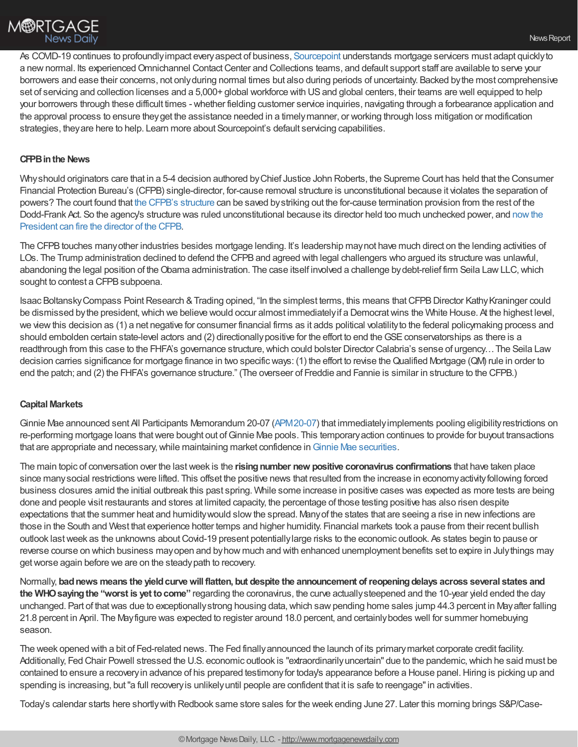As COVID-19 continues to profoundly impact every aspect of business, Sourcepoint understands mortgage servicers must adapt quickly to a new normal. Its experienced Omnichannel Contact Center and Collections teams, and default support staff are available to serve your borrowers and ease their concerns, not only during normal times but also during periods of uncertainty. Backed by the most comprehensive set of servicing and collection licenses and a 5,000+ global workforce with US and global centers, their teams are well equipped to help your borrowers through these difficult times - whether fielding customer service inquiries, navigating through a forbearance application and the approval process to ensure they get the assistance needed in a timely manner, or working through loss mitigation or modification strategies, they are here to help. Learn more about Sourcepoint's default servicing capabilities.

**CFPB in the News**

Why should originators care that in a 5-4 decision authored by Chief Justice John Roberts, the Supreme Court has held that the Consumer Financial Protection Bureau's (CFPB) single-director, for-cause removal structure is unconstitutional because it violates the separation of powers? The court found that the CFPB's structure can be saved by striking out the for-cause termination provision from the rest of the Dodd-Frank Act. So the agency's structure was ruled unconstitutional because its director held too much unchecked power, and now the President can fire the director of the CFPB.

The CFPB touches many other industries besides mortgage lending. It's leadership may not have much direct on the lending activities of LOs. The Trump administration declined to defend the CFPB and agreed with legal challengers who argued its structure was unlawful, abandoning the legal position of the Obama administration. The case itself involved a challenge by debt-relief firm Seila Law LLC, which sought to contest a CFPB subpoena.

Isaac Boltansky Compass Point Research & Trading opined, "In the simplest terms, this means that CFPB Director Kathy Kraninger could be dismissed by the president, which we believe would occur almost immediately if a Democrat wins the White House. At the highest level, we view this decision as (1) a net negative for consumer financial firms as it adds political volatility to the federal policymaking process and should embolden certain state-level actors and (2) directionally positive for the effort to end the GSE conservatorships as there is a readthrough from this case to the FHFA's governance structure, which could bolster Director Calabria's sense of urgency… The Seila Law decision carries significance for mortgage finance in two specific ways: (1) the effort to revise the Qualified Mortgage (QM) rule in order to end the patch; and (2) the FHFA's governance structure." (The overseer of Freddie and Fannie is similar in structure to the CFPB.)

**Capital Markets**

Ginnie Mae announced sent All Participants Memorandum 20-07 (APM 20-07) that immediately implements pooling eligibility restrictions on re-performing mortgage loans that were bought out of Ginnie Mae pools. This temporary action continues to provide for buyout transactions that are appropriate and necessary, while maintaining market confidence in Ginnie Mae securities.

The main topic of conversation over the last week is the **rising number new positive coronavirus confirmations** that have taken place since many social restrictions were lifted. This offset the positive news that resulted from the increase in economy activity following forced business closures amid the initial outbreak this past spring. While some increase in positive cases was expected as more tests are being done and people visit restaurants and stores at limited capacity, the percentage of those testing positive has also risen despite expectations that the summer heat and humidity would slow the spread. Many of the states that are seeing a rise in new infections are those in the South and West that experience hotter temps and higher humidity. Financial markets took a pause from their recent bullish outlook last week as the unknowns about Covid-19 present potentially large risks to the economic outlook. As states begin to pause or reverse course on which business may open and by how much and with enhanced unemployment benefits set to expire in July things may get worse again before we are on the steady path to recovery.

Normally, **bad news means the yield curve will flatten, but despite the announcement of reopening delays across several states and the WHO saying the "worst is yet to come"** regarding the coronavirus, the curve actually steepened and the 10-year yield ended the day unchanged. Part of that was due to exceptionally strong housing data, which saw pending home sales jump 44.3 percent in May after falling 21.8 percent in April. The May figure was expected to register around 18.0 percent, and certainly bodes well for summer homebuying season.

The week opened with a bit of Fed-related news. The Fed finally announced the launch of its primary market corporate credit facility. Additionally, Fed Chair Powell stressed the U.S. economic outlook is "extraordinarily uncertain" due to the pandemic, which he said must be contained to ensure a recovery in advance of his prepared testimony for today's appearance before a House panel. Hiring is picking up and spending is increasing, but "a full recovery is unlikely until people are confident that it is safe to reengage" in activities.

Today's calendar starts here shortly with Redbook same store sales for the week ending June 27. Later this morning brings S&P/Case-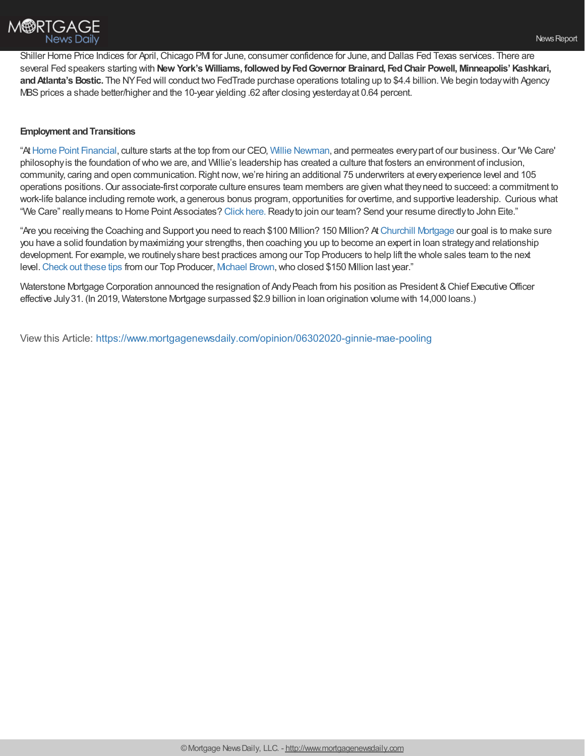Shiller Home Price Indices for April, Chicago PMI for June, consumer confidence for June, and Dallas Fed Texas services. There are several Fed speakers starting with **New York's Williams, followed by Fed Governor Brainard, Fed Chair Powell, Minneapolis' Kashkari, and Atlanta's Bostic.** The NY Fed will conduct two FedTrade purchase operations totaling up to $4.4 billion. We begin today with Agency MBS prices a shade better/higher and the 10-year yielding .62 after closing yesterday at 0.64 percent.

**Employment and Transitions**

"At Home Point Financial, culture starts at the top from our CEO, Willie Newman, and permeates every part of our business. Our 'We Care' philosophy is the foundation of who we are, and Willie's leadership has created a culture that fosters an environment of inclusion, community, caring and open communication. Right now, we're hiring an additional 75 underwriters at every experience level and 105 operations positions. Our associate-first corporate culture ensures team members are given what they need to succeed: a commitment to work-life balance including remote work, a generous bonus program, opportunities for overtime, and supportive leadership. Curious what "We Care" really means to Home Point Associates? Click here. Ready to join our team? Send your resume directly to John Eite."

"Are you receiving the Coaching and Support you need to reach $100 Million? 150 Million? At Churchill Mortgage our goal is to make sure you have a solid foundation by maximizing your strengths, then coaching you up to become an expert in loan strategy and relationship development. For example, we routinely share best practices among our Top Producers to help lift the whole sales team to the next level. Check out these tips from our Top Producer, Michael Brown, who closed $150 Million last year."

Waterstone Mortgage Corporation announced the resignation of Andy Peach from his position as President & Chief Executive Officer effective July 31. (In 2019, Waterstone Mortgage surpassed $2.9 billion in loan origination volume with 14,000 loans.)

View this Article: https://www.mortgagenewsdaily.com/opinion/06302020-ginnie-mae-pooling